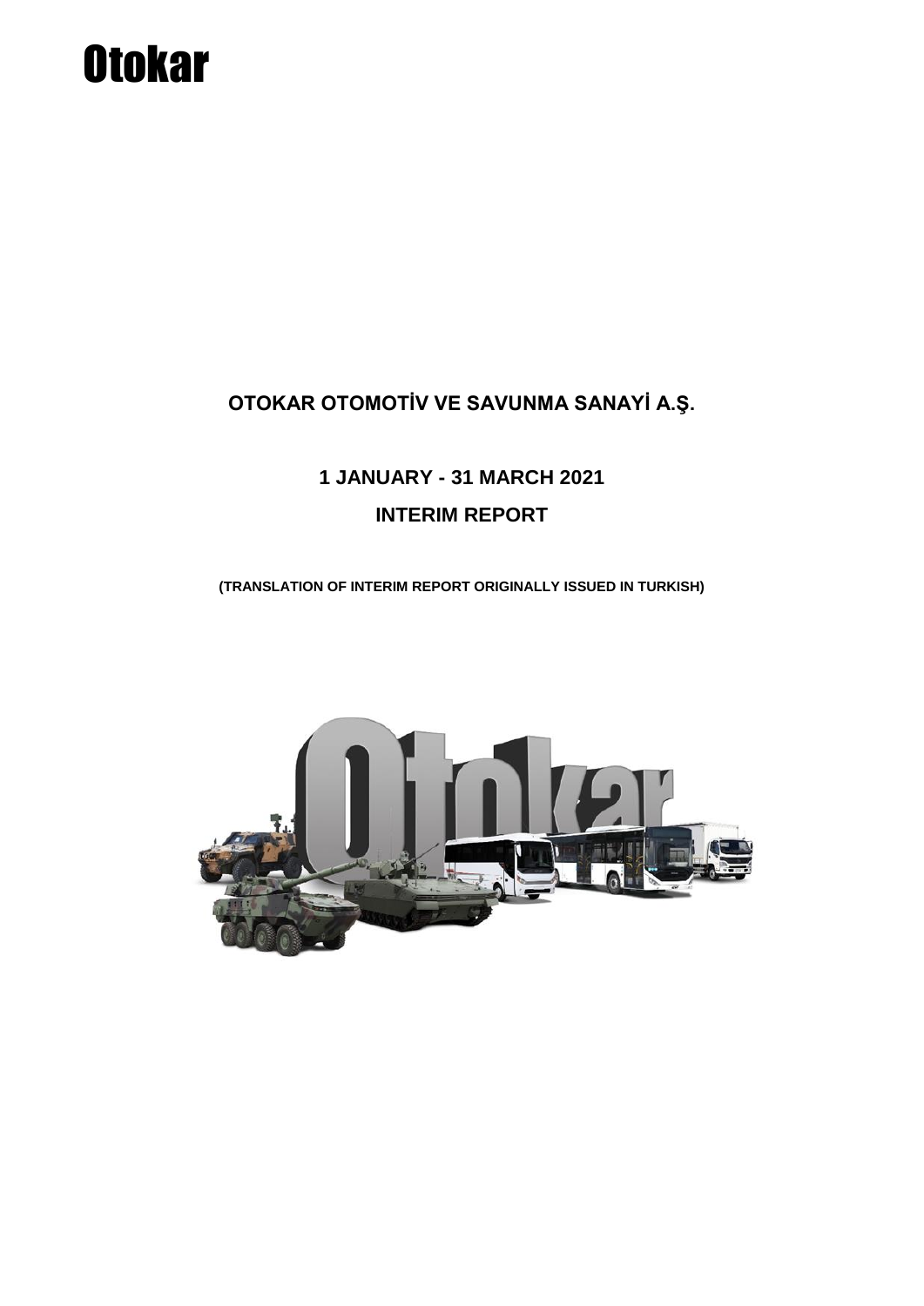Otokar

# OTOKAR OTOMOTİV VE SAVUNMA SANAYİ A.Ş.

## 1 JANUARY - 31 MARCH 2021

## INTERIM REPORT

**(TRANSLATION OF INTERIM REPORT ORIGINALLY ISSUED IN TURKISH)**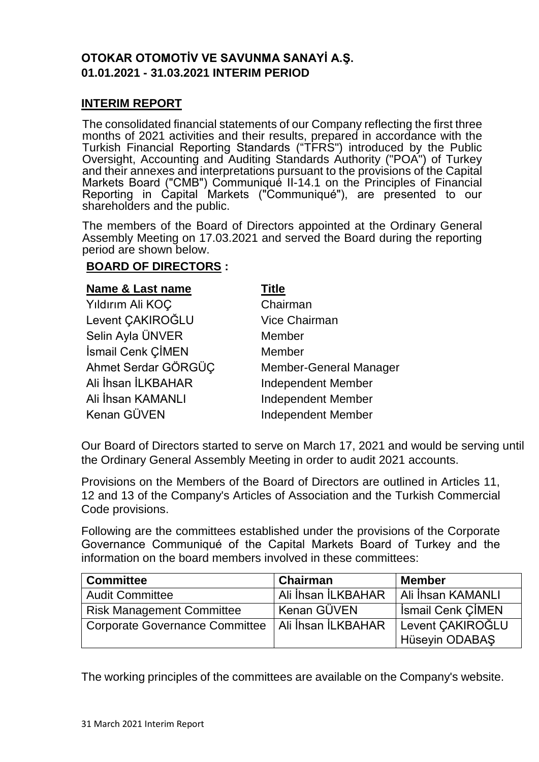**OTOKAR OTOMOTİV VE SAVUNMA SANAYİ A.Ş.**
**01.01.2021 - 31.03.2021 INTERIM PERIOD**

## INTERIM REPORT

The consolidated financial statements of our Company reflecting the first three months of 2021 activities and their results, prepared in accordance with the Turkish Financial Reporting Standards ("TFRS") introduced by the Public Oversight, Accounting and Auditing Standards Authority ("POA") of Turkey and their annexes and interpretations pursuant to the provisions of the Capital Markets Board ("CMB") Communiqué II-14.1 on the Principles of Financial Reporting in Capital Markets ("Communiqué"), are presented to our shareholders and the public.

The members of the Board of Directors appointed at the Ordinary General Assembly Meeting on 17.03.2021 and served the Board during the reporting period are shown below.

**BOARD OF DIRECTORS :**

| Name & Last name | Title |
|---|---|
| Yıldırım Ali KOÇ | Chairman |
| Levent ÇAKIROĞLU | Vice Chairman |
| Selin Ayla ÜNVER | Member |
| İsmail Cenk ÇİMEN | Member |
| Ahmet Serdar GÖRGÜÇ | Member-General Manager |
| Ali İhsan İLKBAHAR | Independent Member |
| Ali İhsan KAMANLI | Independent Member |
| Kenan GÜVEN | Independent Member |

Our Board of Directors started to serve on March 17, 2021 and would be serving until the Ordinary General Assembly Meeting in order to audit 2021 accounts.

Provisions on the Members of the Board of Directors are outlined in Articles 11, 12 and 13 of the Company's Articles of Association and the Turkish Commercial Code provisions.

Following are the committees established under the provisions of the Corporate Governance Communiqué of the Capital Markets Board of Turkey and the information on the board members involved in these committees:

| Committee | Chairman | Member |
|---|---|---|
| Audit Committee | Ali İhsan İLKBAHAR | Ali İhsan KAMANLI |
| Risk Management Committee | Kenan GÜVEN | İsmail Cenk ÇİMEN |
| Corporate Governance Committee | Ali İhsan İLKBAHAR | Levent ÇAKIROĞLU<br>Hüseyin ODABAŞ |

The working principles of the committees are available on the Company's website.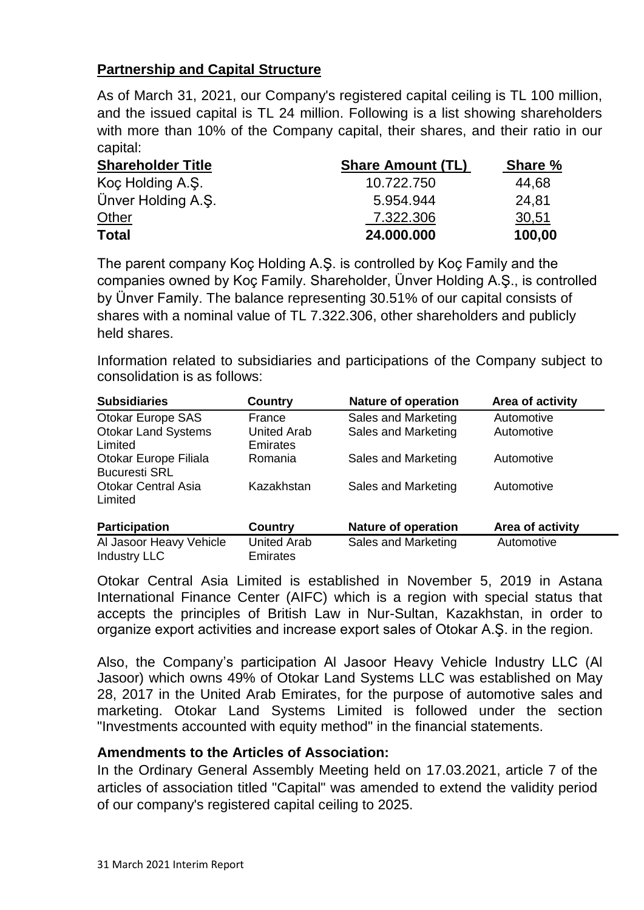## Partnership and Capital Structure

As of March 31, 2021, our Company's registered capital ceiling is TL 100 million, and the issued capital is TL 24 million. Following is a list showing shareholders with more than 10% of the Company capital, their shares, and their ratio in our capital:

| Shareholder Title | Share Amount (TL) | Share % |
|---|---|---|
| Koç Holding A.Ş. | 10.722.750 | 44,68 |
| Ünver Holding A.Ş. | 5.954.944 | 24,81 |
| Other | 7.322.306 | 30,51 |
| **Total** | **24.000.000** | **100,00** |

The parent company Koç Holding A.Ş. is controlled by Koç Family and the companies owned by Koç Family. Shareholder, Ünver Holding A.Ş., is controlled by Ünver Family. The balance representing 30.51% of our capital consists of shares with a nominal value of TL 7.322.306, other shareholders and publicly held shares.

Information related to subsidiaries and participations of the Company subject to consolidation is as follows:

| Subsidiaries | Country | Nature of operation | Area of activity |
|---|---|---|---|
| Otokar Europe SAS | France | Sales and Marketing | Automotive |
| Otokar Land Systems Limited | United Arab Emirates | Sales and Marketing | Automotive |
| Otokar Europe Filiala Bucuresti SRL | Romania | Sales and Marketing | Automotive |
| Otokar Central Asia Limited | Kazakhstan | Sales and Marketing | Automotive |

| Participation | Country | Nature of operation | Area of activity |
|---|---|---|---|
| Al Jasoor Heavy Vehicle Industry LLC | United Arab Emirates | Sales and Marketing | Automotive |

Otokar Central Asia Limited is established in November 5, 2019 in Astana International Finance Center (AIFC) which is a region with special status that accepts the principles of British Law in Nur-Sultan, Kazakhstan, in order to organize export activities and increase export sales of Otokar A.Ş. in the region.

Also, the Company's participation Al Jasoor Heavy Vehicle Industry LLC (Al Jasoor) which owns 49% of Otokar Land Systems LLC was established on May 28, 2017 in the United Arab Emirates, for the purpose of automotive sales and marketing. Otokar Land Systems Limited is followed under the section "Investments accounted with equity method" in the financial statements.

**Amendments to the Articles of Association:**

In the Ordinary General Assembly Meeting held on 17.03.2021, article 7 of the articles of association titled "Capital" was amended to extend the validity period of our company's registered capital ceiling to 2025.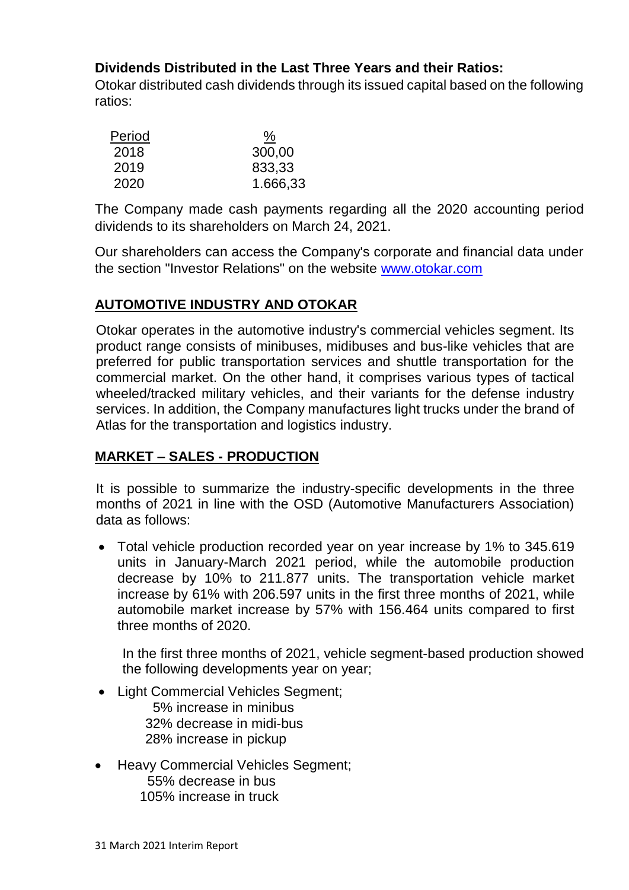**Dividends Distributed in the Last Three Years and their Ratios:**
Otokar distributed cash dividends through its issued capital based on the following ratios:

| Period | % |
|---|---|
| 2018 | 300,00 |
| 2019 | 833,33 |
| 2020 | 1.666,33 |

The Company made cash payments regarding all the 2020 accounting period dividends to its shareholders on March 24, 2021.

Our shareholders can access the Company's corporate and financial data under the section "Investor Relations" on the website www.otokar.com

## AUTOMOTIVE INDUSTRY AND OTOKAR

Otokar operates in the automotive industry's commercial vehicles segment. Its product range consists of minibuses, midibuses and bus-like vehicles that are preferred for public transportation services and shuttle transportation for the commercial market. On the other hand, it comprises various types of tactical wheeled/tracked military vehicles, and their variants for the defense industry services. In addition, the Company manufactures light trucks under the brand of Atlas for the transportation and logistics industry.

## MARKET – SALES - PRODUCTION

It is possible to summarize the industry-specific developments in the three months of 2021 in line with the OSD (Automotive Manufacturers Association) data as follows:

- Total vehicle production recorded year on year increase by 1% to 345.619 units in January-March 2021 period, while the automobile production decrease by 10% to 211.877 units. The transportation vehicle market increase by 61% with 206.597 units in the first three months of 2021, while automobile market increase by 57% with 156.464 units compared to first three months of 2020.

  In the first three months of 2021, vehicle segment-based production showed the following developments year on year;

- Light Commercial Vehicles Segment;
  5% increase in minibus
  32% decrease in midi-bus
  28% increase in pickup
- Heavy Commercial Vehicles Segment;
  55% decrease in bus
  105% increase in truck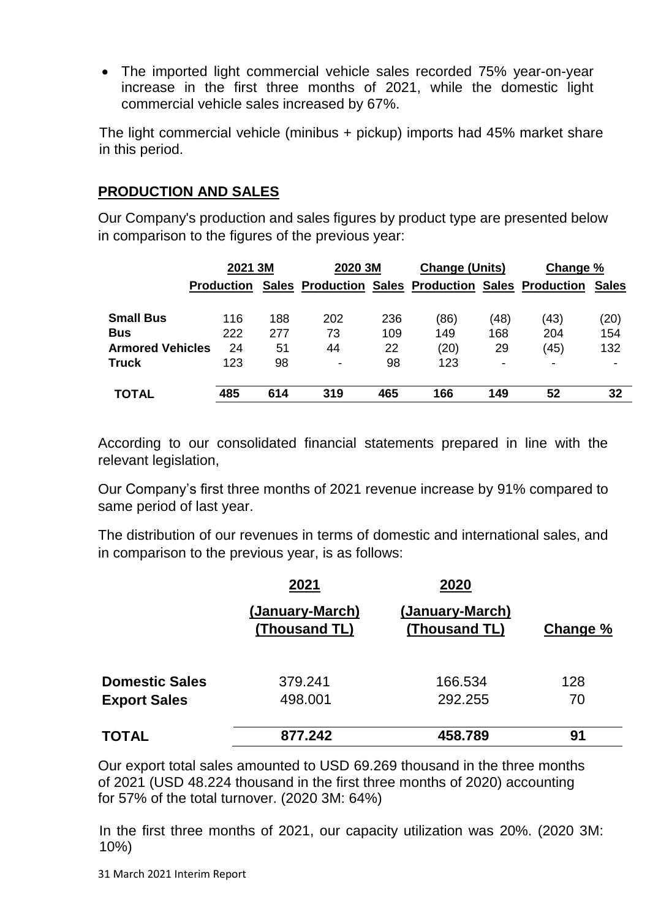- The imported light commercial vehicle sales recorded 75% year-on-year increase in the first three months of 2021, while the domestic light commercial vehicle sales increased by 67%.

The light commercial vehicle (minibus + pickup) imports had 45% market share in this period.

## PRODUCTION AND SALES

Our Company's production and sales figures by product type are presented below in comparison to the figures of the previous year:

| | 2021 3M | | 2020 3M | | Change (Units) | | Change % | |
|---|---|---|---|---|---|---|---|---|
| | Production | Sales | Production | Sales | Production | Sales | Production | Sales |
| **Small Bus** | 116 | 188 | 202 | 236 | (86) | (48) | (43) | (20) |
| **Bus** | 222 | 277 | 73 | 109 | 149 | 168 | 204 | 154 |
| **Armored Vehicles** | 24 | 51 | 44 | 22 | (20) | 29 | (45) | 132 |
| **Truck** | 123 | 98 | - | 98 | 123 | - | - | - |
| **TOTAL** | **485** | **614** | **319** | **465** | **166** | **149** | **52** | **32** |

According to our consolidated financial statements prepared in line with the relevant legislation,

Our Company's first three months of 2021 revenue increase by 91% compared to same period of last year.

The distribution of our revenues in terms of domestic and international sales, and in comparison to the previous year, is as follows:

| | 2021 (January-March) (Thousand TL) | 2020 (January-March) (Thousand TL) | Change % |
|---|---|---|---|
| **Domestic Sales** | 379.241 | 166.534 | 128 |
| **Export Sales** | 498.001 | 292.255 | 70 |
| **TOTAL** | **877.242** | **458.789** | **91** |

Our export total sales amounted to USD 69.269 thousand in the three months of 2021 (USD 48.224 thousand in the first three months of 2020) accounting for 57% of the total turnover. (2020 3M: 64%)

In the first three months of 2021, our capacity utilization was 20%. (2020 3M: 10%)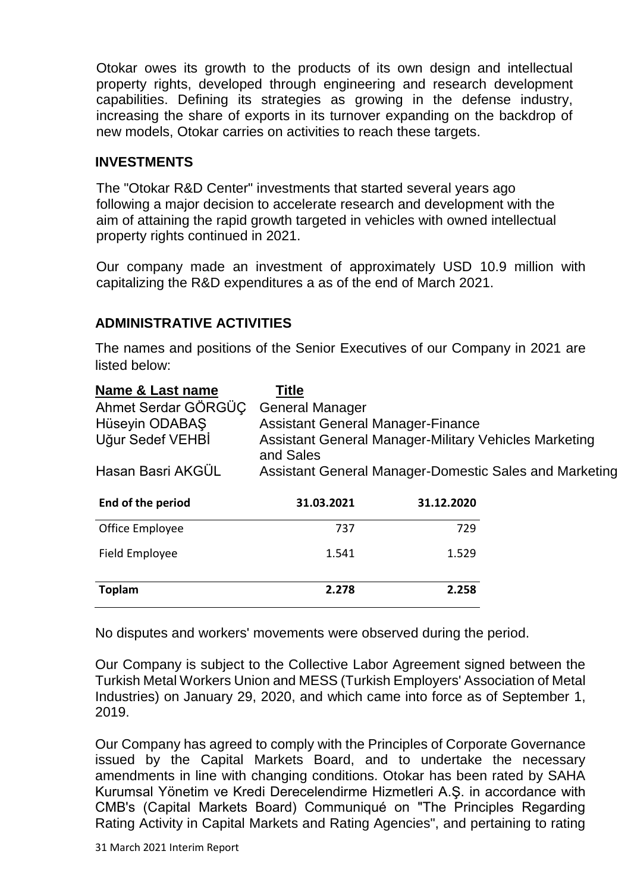Otokar owes its growth to the products of its own design and intellectual property rights, developed through engineering and research development capabilities. Defining its strategies as growing in the defense industry, increasing the share of exports in its turnover expanding on the backdrop of new models, Otokar carries on activities to reach these targets.

## INVESTMENTS

The "Otokar R&D Center" investments that started several years ago following a major decision to accelerate research and development with the aim of attaining the rapid growth targeted in vehicles with owned intellectual property rights continued in 2021.

Our company made an investment of approximately USD 10.9 million with capitalizing the R&D expenditures a as of the end of March 2021.

## ADMINISTRATIVE ACTIVITIES

The names and positions of the Senior Executives of our Company in 2021 are listed below:

| Name & Last name | Title |
|---|---|
| Ahmet Serdar GÖRGÜÇ | General Manager |
| Hüseyin ODABAŞ | Assistant General Manager-Finance |
| Uğur Sedef VEHBİ | Assistant General Manager-Military Vehicles Marketing and Sales |
| Hasan Basri AKGÜL | Assistant General Manager-Domestic Sales and Marketing |

| End of the period | 31.03.2021 | 31.12.2020 |
|---|---|---|
| Office Employee | 737 | 729 |
| Field Employee | 1.541 | 1.529 |
| **Toplam** | **2.278** | **2.258** |

No disputes and workers' movements were observed during the period.

Our Company is subject to the Collective Labor Agreement signed between the Turkish Metal Workers Union and MESS (Turkish Employers' Association of Metal Industries) on January 29, 2020, and which came into force as of September 1, 2019.

Our Company has agreed to comply with the Principles of Corporate Governance issued by the Capital Markets Board, and to undertake the necessary amendments in line with changing conditions. Otokar has been rated by SAHA Kurumsal Yönetim ve Kredi Derecelendirme Hizmetleri A.Ş. in accordance with CMB's (Capital Markets Board) Communiqué on "The Principles Regarding Rating Activity in Capital Markets and Rating Agencies", and pertaining to rating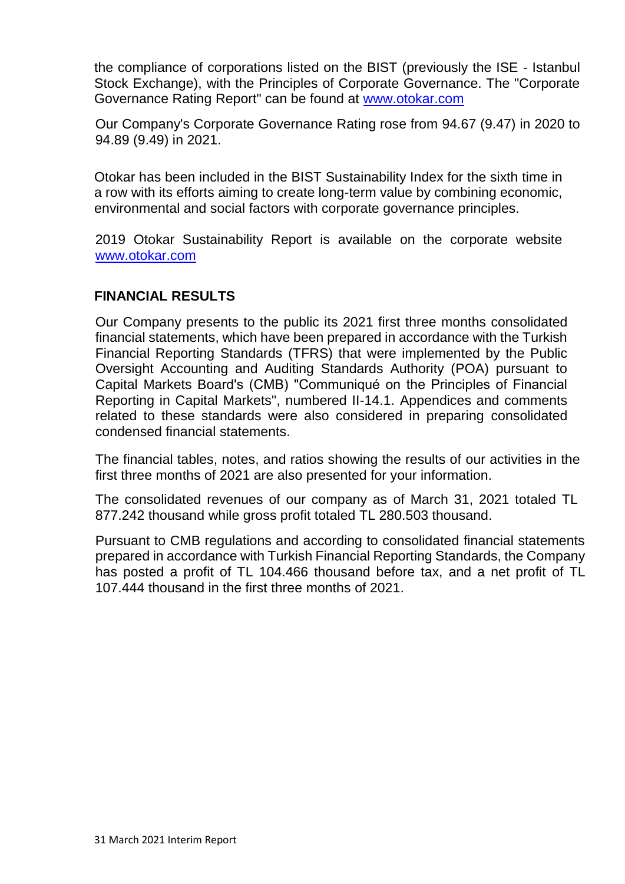the compliance of corporations listed on the BIST (previously the ISE - Istanbul Stock Exchange), with the Principles of Corporate Governance. The "Corporate Governance Rating Report" can be found at www.otokar.com

Our Company's Corporate Governance Rating rose from 94.67 (9.47) in 2020 to 94.89 (9.49) in 2021.

Otokar has been included in the BIST Sustainability Index for the sixth time in a row with its efforts aiming to create long-term value by combining economic, environmental and social factors with corporate governance principles.

2019 Otokar Sustainability Report is available on the corporate website www.otokar.com

## FINANCIAL RESULTS

Our Company presents to the public its 2021 first three months consolidated financial statements, which have been prepared in accordance with the Turkish Financial Reporting Standards (TFRS) that were implemented by the Public Oversight Accounting and Auditing Standards Authority (POA) pursuant to Capital Markets Board's (CMB) "Communiqué on the Principles of Financial Reporting in Capital Markets", numbered II-14.1. Appendices and comments related to these standards were also considered in preparing consolidated condensed financial statements.

The financial tables, notes, and ratios showing the results of our activities in the first three months of 2021 are also presented for your information.

The consolidated revenues of our company as of March 31, 2021 totaled TL 877.242 thousand while gross profit totaled TL 280.503 thousand.

Pursuant to CMB regulations and according to consolidated financial statements prepared in accordance with Turkish Financial Reporting Standards, the Company has posted a profit of TL 104.466 thousand before tax, and a net profit of TL 107.444 thousand in the first three months of 2021.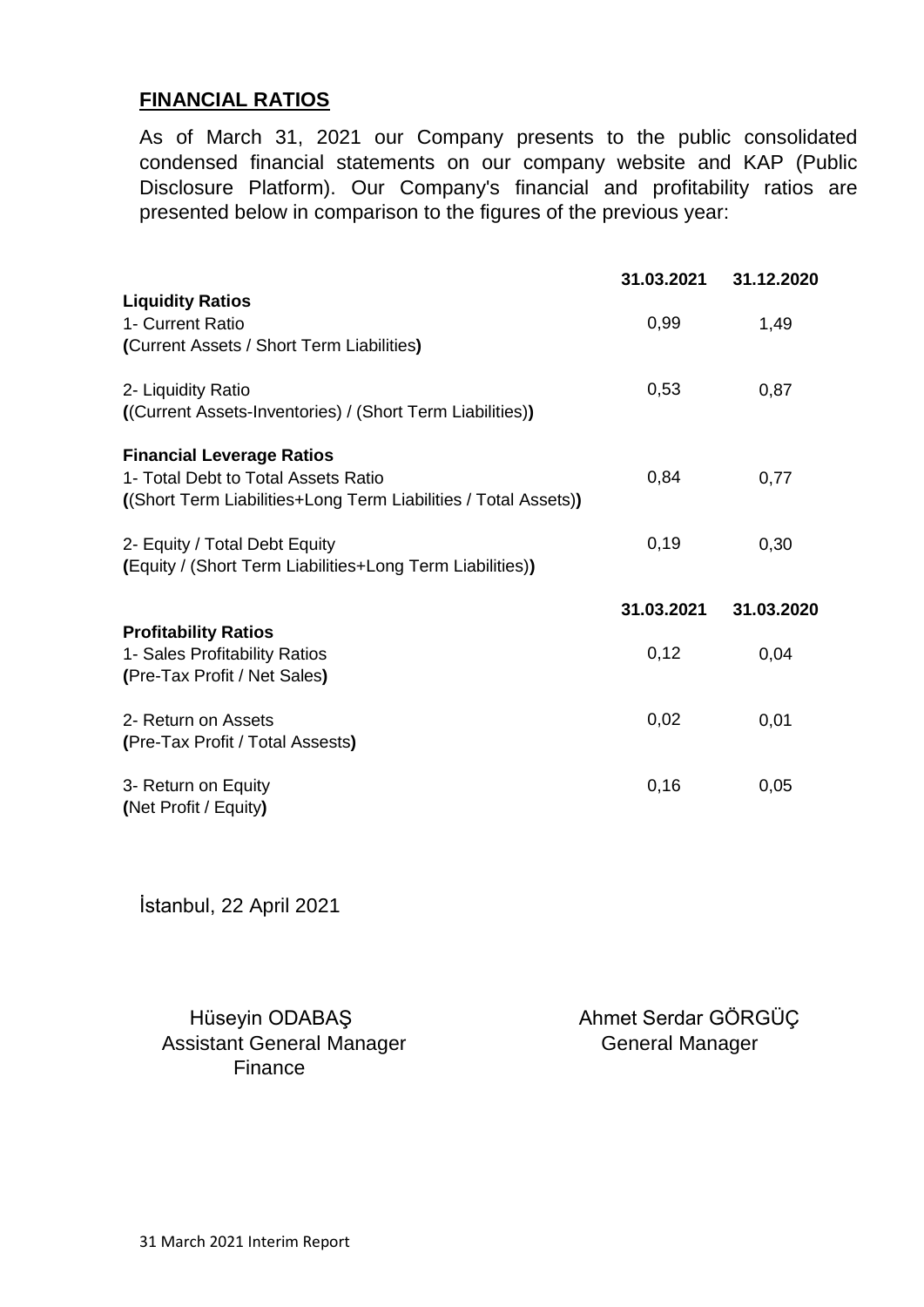## FINANCIAL RATIOS

As of March 31, 2021 our Company presents to the public consolidated condensed financial statements on our company website and KAP (Public Disclosure Platform). Our Company's financial and profitability ratios are presented below in comparison to the figures of the previous year:

| | 31.03.2021 | 31.12.2020 |
|---|---|---|
| **Liquidity Ratios** | | |
| 1- Current Ratio<br>**(**Current Assets / Short Term Liabilities**)** | 0,99 | 1,49 |
| 2- Liquidity Ratio<br>**(**(Current Assets-Inventories) / (Short Term Liabilities)**)** | 0,53 | 0,87 |
| **Financial Leverage Ratios** | | |
| 1- Total Debt to Total Assets Ratio<br>**(**(Short Term Liabilities+Long Term Liabilities / Total Assets)**)** | 0,84 | 0,77 |
| 2- Equity / Total Debt Equity<br>**(**Equity / (Short Term Liabilities+Long Term Liabilities)**)** | 0,19 | 0,30 |
| | **31.03.2021** | **31.03.2020** |
| **Profitability Ratios** | | |
| 1- Sales Profitability Ratios<br>**(**Pre-Tax Profit / Net Sales**)** | 0,12 | 0,04 |
| 2- Return on Assets<br>**(**Pre-Tax Profit / Total Assests**)** | 0,02 | 0,01 |
| 3- Return on Equity<br>**(**Net Profit / Equity**)** | 0,16 | 0,05 |

İstanbul, 22 April 2021

Hüseyin ODABAŞ
Assistant General Manager
Finance

Ahmet Serdar GÖRGÜÇ
General Manager